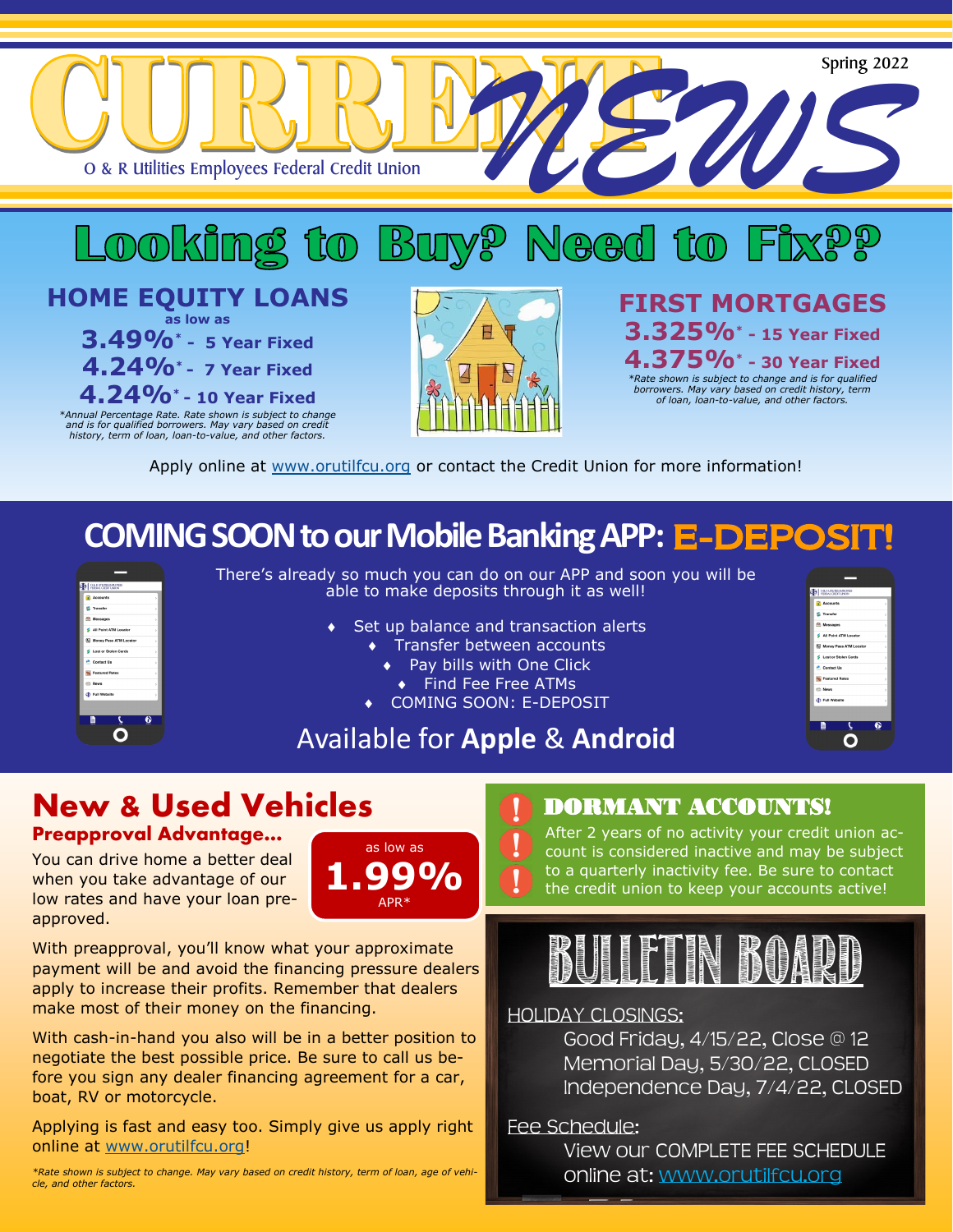# CURRENT NEWS

O & R Utilities Employees Federal Credit Union

Spring 2022

## Looking to Buy? Need to Fix??

### HOME EQUITY LOANS

as low as

**3.49%*** - **5 Year Fixed**

**4.24%*** - **7 Year Fixed**

**4.24%*** - **10 Year Fixed**

*\*Annual Percentage Rate. Rate shown is subject to change and is for qualified borrowers. May vary based on credit history, term of loan, loan-to-value, and other factors.*

### FIRST MORTGAGES

**3.325%*** - **15 Year Fixed**

**4.375%*** - **30 Year Fixed**

*\*Rate shown is subject to change and is for qualified borrowers. May vary based on credit history, term of loan, loan-to-value, and other factors.*

Apply online at www.orutilfcu.org or contact the Credit Union for more information!

## COMING SOON to our Mobile Banking APP: E-DEPOSIT!

There's already so much you can do on our APP and soon you will be able to make deposits through it as well!

- Set up balance and transaction alerts
- Transfer between accounts
- Pay bills with One Click
- Find Fee Free ATMs
- COMING SOON: E-DEPOSIT

Available for **Apple** & **Android**

## New & Used Vehicles

### Preapproval Advantage...

as low as **1.99%** APR*

You can drive home a better deal when you take advantage of our low rates and have your loan pre-approved.

With preapproval, you'll know what your approximate payment will be and avoid the financing pressure dealers apply to increase their profits. Remember that dealers make most of their money on the financing.

With cash-in-hand you also will be in a better position to negotiate the best possible price. Be sure to call us before you sign any dealer financing agreement for a car, boat, RV or motorcycle.

Applying is fast and easy too. Simply give us apply right online at www.orutilfcu.org!

*\*Rate shown is subject to change. May vary based on credit history, term of loan, age of vehicle, and other factors.*

## DORMANT ACCOUNTS!

After 2 years of no activity your credit union account is considered inactive and may be subject to a quarterly inactivity fee. Be sure to contact the credit union to keep your accounts active!

## BULLETIN BOARD

HOLIDAY CLOSINGS:

Good Friday, 4/15/22, Close @ 12
Memorial Day, 5/30/22, CLOSED
Independence Day, 7/4/22, CLOSED

Fee Schedule:

View our COMPLETE FEE SCHEDULE online at: www.orutilfcu.org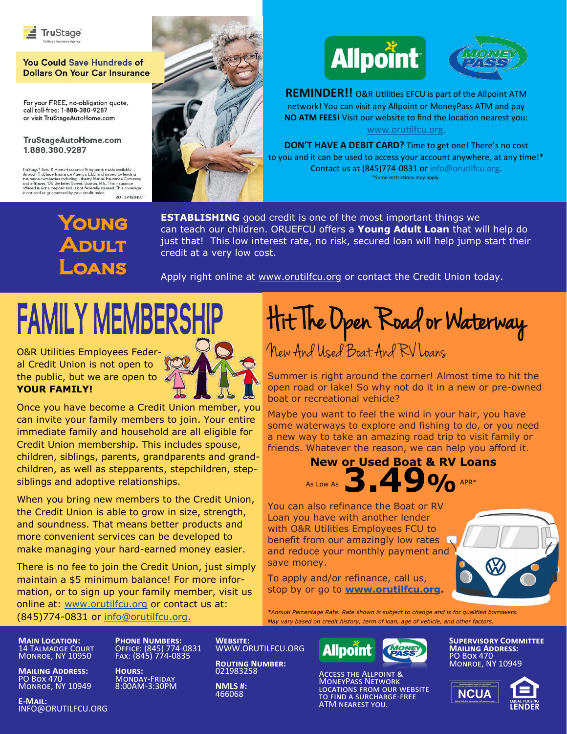TruStage®
TruStage Insurance Agency

**You Could Save Hundreds of Dollars On Your Car Insurance**

For your FREE, no-obligation quote, call toll-free: 1-888-380-9287 or visit TruStageAutoHome.com

**TruStageAutoHome.com**
**1.888.380.9287**

TruStage® Auto & Home Insurance Program is made available through TruStage Insurance Agency, LLC and issued by leading insurance companies including Liberty Mutual Insurance Company and affiliates, 175 Berkeley Street, Boston, MA. The insurance offered is not a deposit and is not federally insured. This coverage is not sold or guaranteed by your credit union.
AUT-2948040.1

Allpoint | MoneyPass

**REMINDER!!** O&R Utilities EFCU is part of the Allpoint ATM network! You can visit any Allpoint or MoneyPass ATM and pay **NO ATM FEES**! Visit our website to find the location nearest you: www.orutilfcu.org.

**DON'T HAVE A DEBIT CARD?** Time to get one! There's no cost to you and it can be used to access your account anywhere, at any time!* Contact us at (845)774-0831 or info@orutilfcu.org.

*Some restrictions may apply.

## Young Adult Loans

**ESTABLISHING** good credit is one of the most important things we can teach our children. ORUEFCU offers a **Young Adult Loan** that will help do just that! This low interest rate, no risk, secured loan will help jump start their credit at a very low cost.

Apply right online at www.orutilfcu.org or contact the Credit Union today.

# FAMILY MEMBERSHIP

O&R Utilities Employees Federal Credit Union is not open to the public, but we are open to **YOUR FAMILY!**

Once you have become a Credit Union member, you can invite your family members to join. Your entire immediate family and household are all eligible for Credit Union membership. This includes spouse, children, siblings, parents, grandparents and grandchildren, as well as stepparents, stepchildren, stepsiblings and adoptive relationships.

When you bring new members to the Credit Union, the Credit Union is able to grow in size, strength, and soundness. That means better products and more convenient services can be developed to make managing your hard-earned money easier.

There is no fee to join the Credit Union, just simply maintain a $5 minimum balance! For more information, or to sign up your family member, visit us online at: www.orutilfcu.org or contact us at: (845)774-0831 or info@orutilfcu.org.

# Hit The Open Road or Waterway

## New And Used Boat And RV Loans

Summer is right around the corner! Almost time to hit the open road or lake! So why not do it in a new or pre-owned boat or recreational vehicle?

Maybe you want to feel the wind in your hair, you have some waterways to explore and fishing to do, or you need a new way to take an amazing road trip to visit family or friends. Whatever the reason, we can help you afford it.

**New or Used Boat & RV Loans**

As Low As **3.49%** APR*

You can also refinance the Boat or RV Loan you have with another lender with O&R Utilities Employees FCU to benefit from our amazingly low rates and reduce your monthly payment and save money.

To apply and/or refinance, call us, stop by or go to **www.orutilfcu.org**.

*\*Annual Percentage Rate. Rate shown is subject to change and is for qualified borrowers. May vary based on credit history, term of loan, age of vehicle, and other factors.*

**Main Location:**
14 Talmadge Court
Monroe, NY 10950

**Mailing Address:**
PO Box 470
Monroe, NY 10949

**E-Mail:**
info@orutilfcu.org

**Phone Numbers:**
Office: (845) 774-0831
Fax: (845) 774-0835

**Hours:**
Monday-Friday
8:00AM-3:30PM

**Website:**
www.orutilfcu.org

**Routing Number:**
021983258

**NMLS #:**
466068

Access the Allpoint & MoneyPass Network locations from our website to find a surcharge-free ATM nearest you.

**Supervisory Committee Mailing Address:**
PO Box 470
Monroe, NY 10949

NCUA | Equal Housing Lender